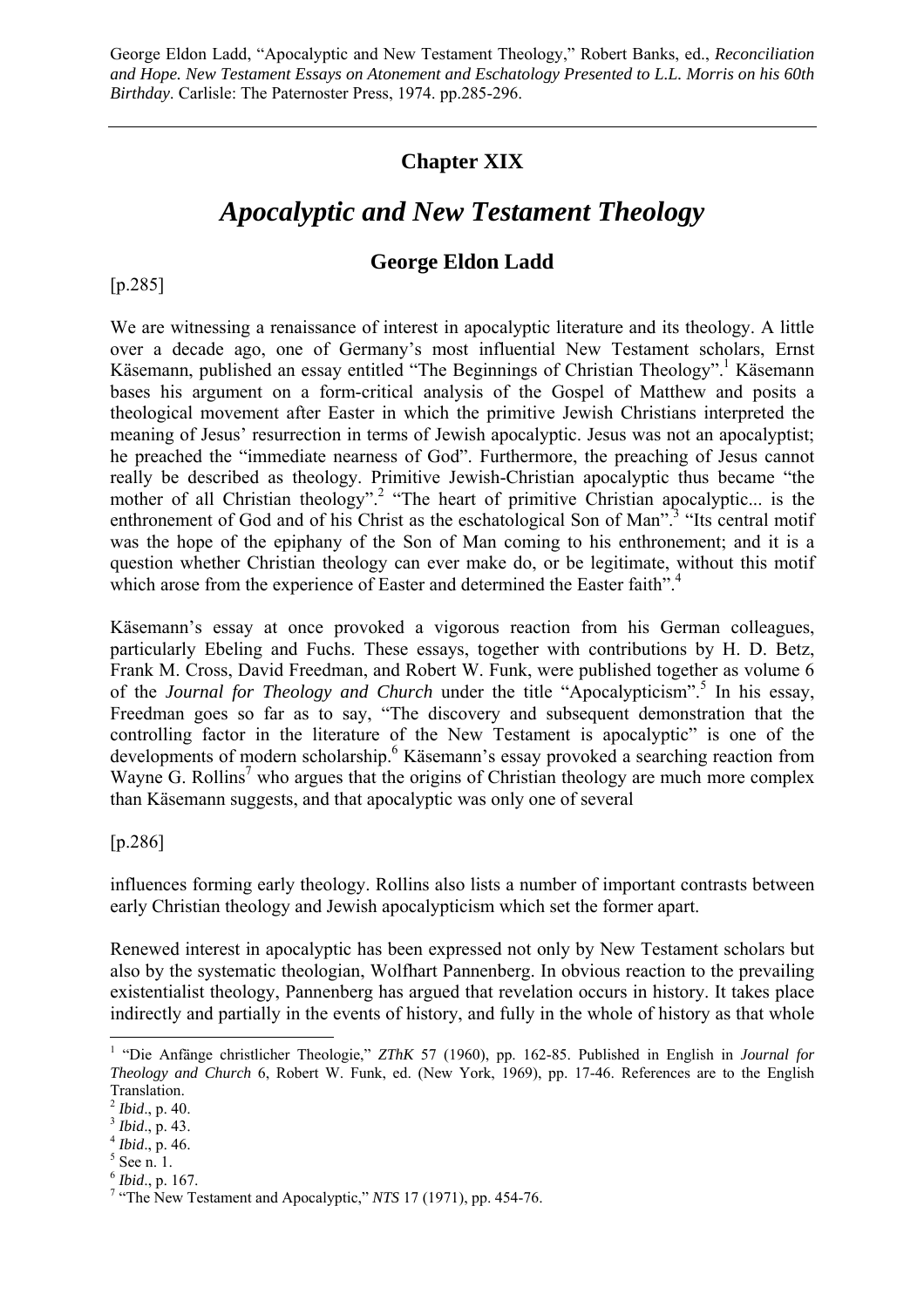George Eldon Ladd, "Apocalyptic and New Testament Theology," Robert Banks, ed., *Reconciliation and Hope. New Testament Essays on Atonement and Eschatology Presented to L.L. Morris on his 60th Birthday*. Carlisle: The Paternoster Press, 1974. pp.285-296.

---

## Chapter XIX

# *Apocalyptic and New Testament Theology*

### George Eldon Ladd

[p.285]

We are witnessing a renaissance of interest in apocalyptic literature and its theology. A little over a decade ago, one of Germany's most influential New Testament scholars, Ernst Käsemann, published an essay entitled "The Beginnings of Christian Theology".[1] Käsemann bases his argument on a form-critical analysis of the Gospel of Matthew and posits a theological movement after Easter in which the primitive Jewish Christians interpreted the meaning of Jesus' resurrection in terms of Jewish apocalyptic. Jesus was not an apocalyptist; he preached the "immediate nearness of God". Furthermore, the preaching of Jesus cannot really be described as theology. Primitive Jewish-Christian apocalyptic thus became "the mother of all Christian theology".[2] "The heart of primitive Christian apocalyptic... is the enthronement of God and of his Christ as the eschatological Son of Man".[3] "Its central motif was the hope of the epiphany of the Son of Man coming to his enthronement; and it is a question whether Christian theology can ever make do, or be legitimate, without this motif which arose from the experience of Easter and determined the Easter faith".[4]

Käsemann's essay at once provoked a vigorous reaction from his German colleagues, particularly Ebeling and Fuchs. These essays, together with contributions by H. D. Betz, Frank M. Cross, David Freedman, and Robert W. Funk, were published together as volume 6 of the *Journal for Theology and Church* under the title "Apocalypticism".[5] In his essay, Freedman goes so far as to say, "The discovery and subsequent demonstration that the controlling factor in the literature of the New Testament is apocalyptic" is one of the developments of modern scholarship.[6] Käsemann's essay provoked a searching reaction from Wayne G. Rollins[7] who argues that the origins of Christian theology are much more complex than Käsemann suggests, and that apocalyptic was only one of several

[p.286]

influences forming early theology. Rollins also lists a number of important contrasts between early Christian theology and Jewish apocalypticism which set the former apart.

Renewed interest in apocalyptic has been expressed not only by New Testament scholars but also by the systematic theologian, Wolfhart Pannenberg. In obvious reaction to the prevailing existentialist theology, Pannenberg has argued that revelation occurs in history. It takes place indirectly and partially in the events of history, and fully in the whole of history as that whole

---

[1] "Die Anfänge christlicher Theologie," *ZThK* 57 (1960), pp. 162-85. Published in English in *Journal for Theology and Church* 6, Robert W. Funk, ed. (New York, 1969), pp. 17-46. References are to the English Translation.

[2] *Ibid*., p. 40.

[3] *Ibid*., p. 43.

[4] *Ibid*., p. 46.

[5] See n. 1.

[6] *Ibid*., p. 167.

[7] "The New Testament and Apocalyptic," *NTS* 17 (1971), pp. 454-76.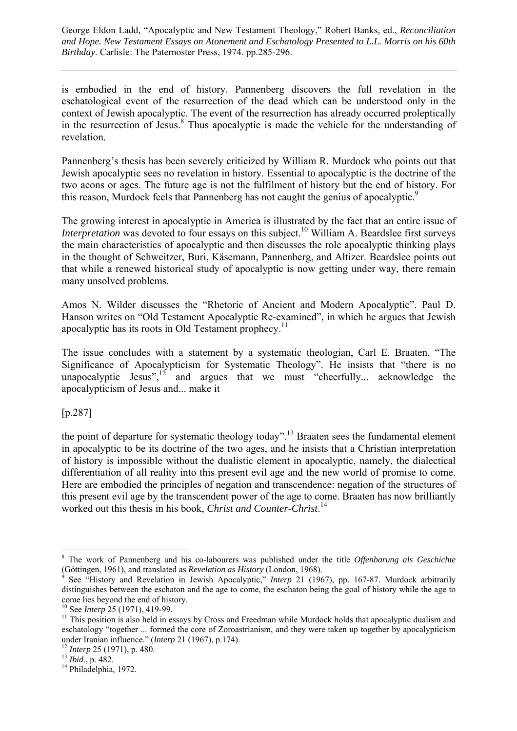is embodied in the end of history. Pannenberg discovers the full revelation in the eschatological event of the resurrection of the dead which can be understood only in the context of Jewish apocalyptic. The event of the resurrection has already occurred proleptically in the resurrection of Jesus.[8] Thus apocalyptic is made the vehicle for the understanding of revelation.

Pannenberg's thesis has been severely criticized by William R. Murdock who points out that Jewish apocalyptic sees no revelation in history. Essential to apocalyptic is the doctrine of the two aeons or ages. The future age is not the fulfilment of history but the end of history. For this reason, Murdock feels that Pannenberg has not caught the genius of apocalyptic.[9]

The growing interest in apocalyptic in America is illustrated by the fact that an entire issue of *Interpretation* was devoted to four essays on this subject.[10] William A. Beardslee first surveys the main characteristics of apocalyptic and then discusses the role apocalyptic thinking plays in the thought of Schweitzer, Buri, Käsemann, Pannenberg, and Altizer. Beardslee points out that while a renewed historical study of apocalyptic is now getting under way, there remain many unsolved problems.

Amos N. Wilder discusses the "Rhetoric of Ancient and Modern Apocalyptic". Paul D. Hanson writes on "Old Testament Apocalyptic Re-examined", in which he argues that Jewish apocalyptic has its roots in Old Testament prophecy.[11]

The issue concludes with a statement by a systematic theologian, Carl E. Braaten, "The Significance of Apocalypticism for Systematic Theology". He insists that "there is no unapocalyptic Jesus",[12] and argues that we must "cheerfully... acknowledge the apocalypticism of Jesus and... make it

[p.287]

the point of departure for systematic theology today".[13] Braaten sees the fundamental element in apocalyptic to be its doctrine of the two ages, and he insists that a Christian interpretation of history is impossible without the dualistic element in apocalyptic, namely, the dialectical differentiation of all reality into this present evil age and the new world of promise to come. Here are embodied the principles of negation and transcendence: negation of the structures of this present evil age by the transcendent power of the age to come. Braaten has now brilliantly worked out this thesis in his book, *Christ and Counter-Christ*.[14]

---

[8] The work of Pannenberg and his co-labourers was published under the title *Offenbarung als Geschichte* (Göttingen, 1961), and translated as *Revelation as History* (London, 1968).

[9] See "History and Revelation in Jewish Apocalyptic," *Interp* 21 (1967), pp. 167-87. Murdock arbitrarily distinguishes between the eschaton and the age to come, the eschaton being the goal of history while the age to come lies beyond the end of history.

[10] See *Interp* 25 (1971), 419-99.

[11] This position is also held in essays by Cross and Freedman while Murdock holds that apocalyptic dualism and eschatology "together ... formed the core of Zoroastrianism, and they were taken up together by apocalypticism under Iranian influence." (*Interp* 21 (1967), p.174).

[12] *Interp* 25 (1971), p. 480.

[13] *Ibid*., p. 482.

[14] Philadelphia, 1972.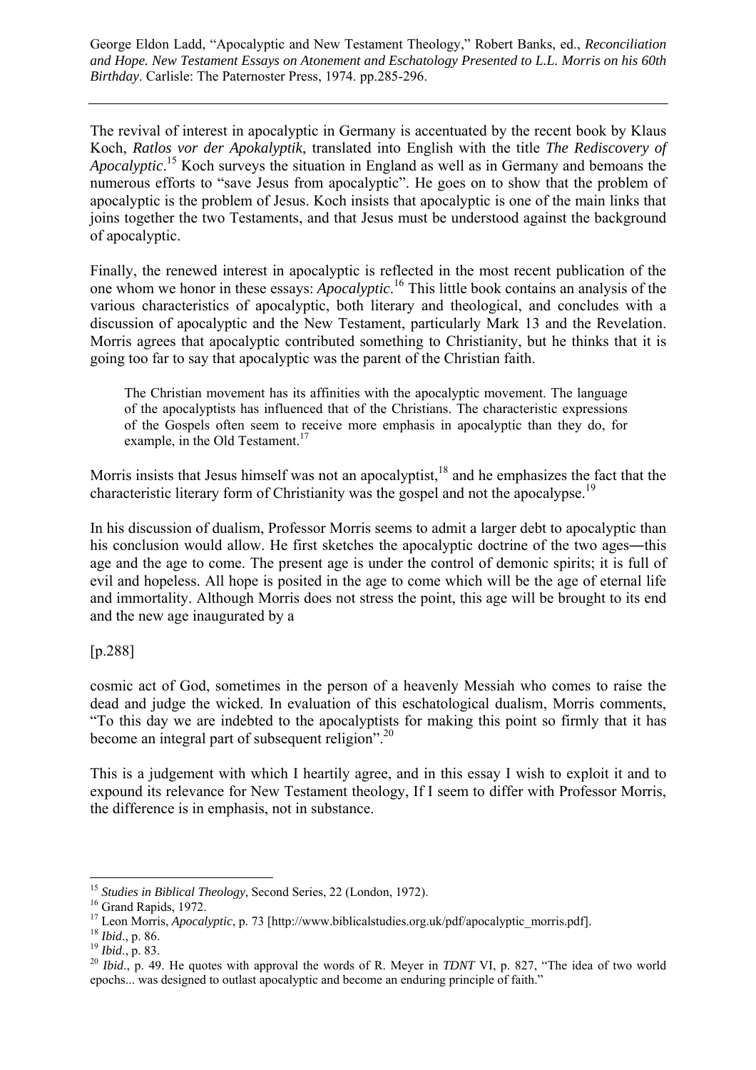The revival of interest in apocalyptic in Germany is accentuated by the recent book by Klaus Koch, *Ratlos vor der Apokalyptik*, translated into English with the title *The Rediscovery of Apocalyptic*.[15] Koch surveys the situation in England as well as in Germany and bemoans the numerous efforts to "save Jesus from apocalyptic". He goes on to show that the problem of apocalyptic is the problem of Jesus. Koch insists that apocalyptic is one of the main links that joins together the two Testaments, and that Jesus must be understood against the background of apocalyptic.

Finally, the renewed interest in apocalyptic is reflected in the most recent publication of the one whom we honor in these essays: *Apocalyptic*.[16] This little book contains an analysis of the various characteristics of apocalyptic, both literary and theological, and concludes with a discussion of apocalyptic and the New Testament, particularly Mark 13 and the Revelation. Morris agrees that apocalyptic contributed something to Christianity, but he thinks that it is going too far to say that apocalyptic was the parent of the Christian faith.

> The Christian movement has its affinities with the apocalyptic movement. The language of the apocalyptists has influenced that of the Christians. The characteristic expressions of the Gospels often seem to receive more emphasis in apocalyptic than they do, for example, in the Old Testament.[17]

Morris insists that Jesus himself was not an apocalyptist,[18] and he emphasizes the fact that the characteristic literary form of Christianity was the gospel and not the apocalypse.[19]

In his discussion of dualism, Professor Morris seems to admit a larger debt to apocalyptic than his conclusion would allow. He first sketches the apocalyptic doctrine of the two ages―this age and the age to come. The present age is under the control of demonic spirits; it is full of evil and hopeless. All hope is posited in the age to come which will be the age of eternal life and immortality. Although Morris does not stress the point, this age will be brought to its end and the new age inaugurated by a

[p.288]

cosmic act of God, sometimes in the person of a heavenly Messiah who comes to raise the dead and judge the wicked. In evaluation of this eschatological dualism, Morris comments, "To this day we are indebted to the apocalyptists for making this point so firmly that it has become an integral part of subsequent religion".[20]

This is a judgement with which I heartily agree, and in this essay I wish to exploit it and to expound its relevance for New Testament theology, If I seem to differ with Professor Morris, the difference is in emphasis, not in substance.

---

[15] *Studies in Biblical Theology*, Second Series, 22 (London, 1972).

[16] Grand Rapids, 1972.

[17] Leon Morris, *Apocalyptic*, p. 73 [http://www.biblicalstudies.org.uk/pdf/apocalyptic_morris.pdf].

[18] *Ibid*., p. 86.

[19] *Ibid*., p. 83.

[20] *Ibid*., p. 49. He quotes with approval the words of R. Meyer in *TDNT* VI, p. 827, "The idea of two world epochs... was designed to outlast apocalyptic and become an enduring principle of faith."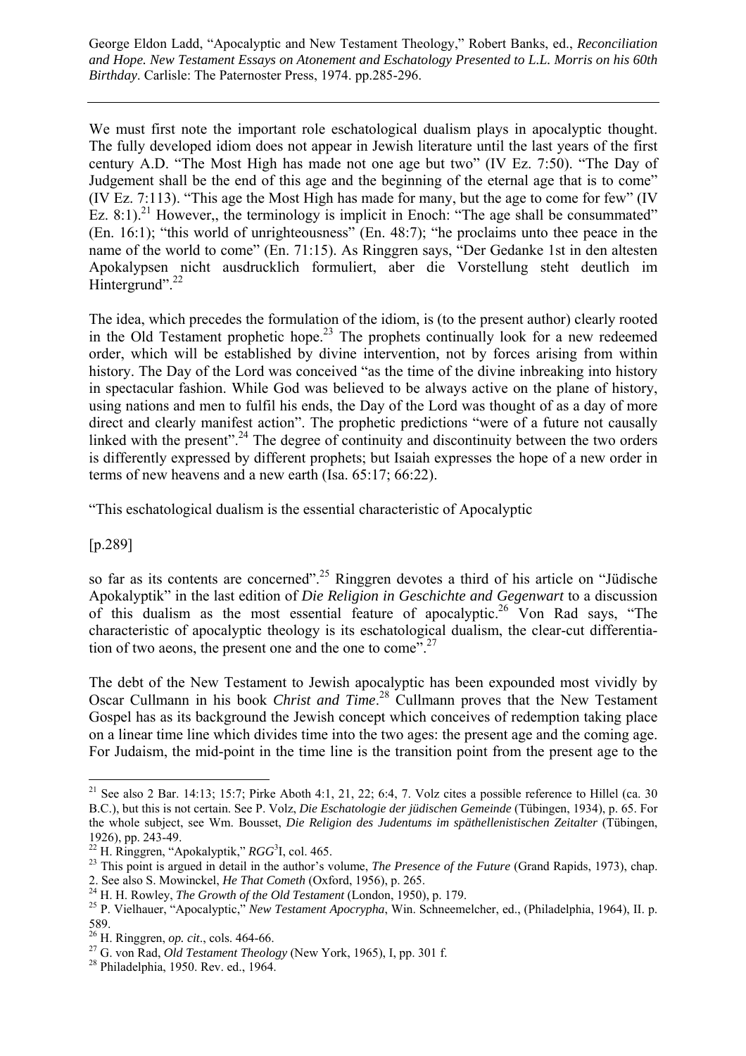We must first note the important role eschatological dualism plays in apocalyptic thought. The fully developed idiom does not appear in Jewish literature until the last years of the first century A.D. "The Most High has made not one age but two" (IV Ez. 7:50). "The Day of Judgement shall be the end of this age and the beginning of the eternal age that is to come" (IV Ez. 7:113). "This age the Most High has made for many, but the age to come for few" (IV Ez. 8:1).[21] However,, the terminology is implicit in Enoch: "The age shall be consummated" (En. 16:1); "this world of unrighteousness" (En. 48:7); "he proclaims unto thee peace in the name of the world to come" (En. 71:15). As Ringgren says, "Der Gedanke 1st in den altesten Apokalypsen nicht ausdrucklich formuliert, aber die Vorstellung steht deutlich im Hintergrund".[22]

The idea, which precedes the formulation of the idiom, is (to the present author) clearly rooted in the Old Testament prophetic hope.[23] The prophets continually look for a new redeemed order, which will be established by divine intervention, not by forces arising from within history. The Day of the Lord was conceived "as the time of the divine inbreaking into history in spectacular fashion. While God was believed to be always active on the plane of history, using nations and men to fulfil his ends, the Day of the Lord was thought of as a day of more direct and clearly manifest action". The prophetic predictions "were of a future not causally linked with the present".[24] The degree of continuity and discontinuity between the two orders is differently expressed by different prophets; but Isaiah expresses the hope of a new order in terms of new heavens and a new earth (Isa. 65:17; 66:22).

"This eschatological dualism is the essential characteristic of Apocalyptic

[p.289]

so far as its contents are concerned".[25] Ringgren devotes a third of his article on "Jüdische Apokalyptik" in the last edition of *Die Religion in Geschichte and Gegenwart* to a discussion of this dualism as the most essential feature of apocalyptic.[26] Von Rad says, "The characteristic of apocalyptic theology is its eschatological dualism, the clear-cut differentiation of two aeons, the present one and the one to come".[27]

The debt of the New Testament to Jewish apocalyptic has been expounded most vividly by Oscar Cullmann in his book *Christ and Time*.[28] Cullmann proves that the New Testament Gospel has as its background the Jewish concept which conceives of redemption taking place on a linear time line which divides time into the two ages: the present age and the coming age. For Judaism, the mid-point in the time line is the transition point from the present age to the

---

[21] See also 2 Bar. 14:13; 15:7; Pirke Aboth 4:1, 21, 22; 6:4, 7. Volz cites a possible reference to Hillel (ca. 30 B.C.), but this is not certain. See P. Volz, *Die Eschatologie der jüdischen Gemeinde* (Tübingen, 1934), p. 65. For the whole subject, see Wm. Bousset, *Die Religion des Judentums im späthellenistischen Zeitalter* (Tübingen, 1926), pp. 243-49.

[22] H. Ringgren, "Apokalyptik," *RGG*[3]I, col. 465.

[23] This point is argued in detail in the author's volume, *The Presence of the Future* (Grand Rapids, 1973), chap. 2. See also S. Mowinckel, *He That Cometh* (Oxford, 1956), p. 265.

[24] H. H. Rowley, *The Growth of the Old Testament* (London, 1950), p. 179.

[25] P. Vielhauer, "Apocalyptic," *New Testament Apocrypha*, Win. Schneemelcher, ed., (Philadelphia, 1964), II. p. 589.

[26] H. Ringgren, *op. cit*., cols. 464-66.

[27] G. von Rad, *Old Testament Theology* (New York, 1965), I, pp. 301 f.

[28] Philadelphia, 1950. Rev. ed., 1964.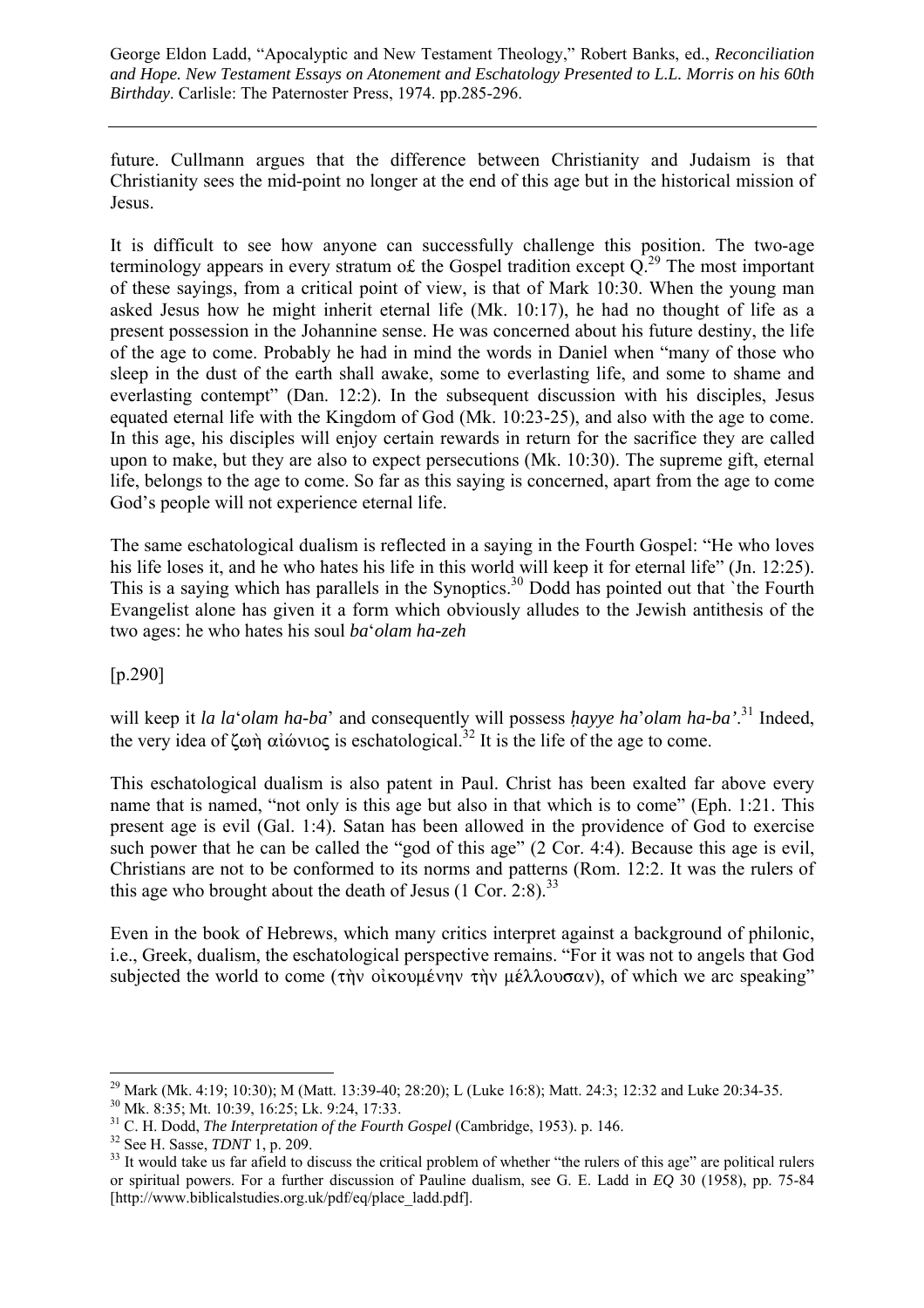future. Cullmann argues that the difference between Christianity and Judaism is that Christianity sees the mid-point no longer at the end of this age but in the historical mission of Jesus.

It is difficult to see how anyone can successfully challenge this position. The two-age terminology appears in every stratum o£ the Gospel tradition except Q.[29] The most important of these sayings, from a critical point of view, is that of Mark 10:30. When the young man asked Jesus how he might inherit eternal life (Mk. 10:17), he had no thought of life as a present possession in the Johannine sense. He was concerned about his future destiny, the life of the age to come. Probably he had in mind the words in Daniel when "many of those who sleep in the dust of the earth shall awake, some to everlasting life, and some to shame and everlasting contempt" (Dan. 12:2). In the subsequent discussion with his disciples, Jesus equated eternal life with the Kingdom of God (Mk. 10:23-25), and also with the age to come. In this age, his disciples will enjoy certain rewards in return for the sacrifice they are called upon to make, but they are also to expect persecutions (Mk. 10:30). The supreme gift, eternal life, belongs to the age to come. So far as this saying is concerned, apart from the age to come God's people will not experience eternal life.

The same eschatological dualism is reflected in a saying in the Fourth Gospel: "He who loves his life loses it, and he who hates his life in this world will keep it for eternal life" (Jn. 12:25). This is a saying which has parallels in the Synoptics.[30] Dodd has pointed out that `the Fourth Evangelist alone has given it a form which obviously alludes to the Jewish antithesis of the two ages: he who hates his soul *ba*'*olam ha-zeh*

[p.290]

will keep it *la la*'*olam ha-ba*' and consequently will possess *ḥayye ha*'*olam ha-ba'*.[31] Indeed, the very idea of ζωὴ αἰώνιος is eschatological.[32] It is the life of the age to come.

This eschatological dualism is also patent in Paul. Christ has been exalted far above every name that is named, "not only is this age but also in that which is to come" (Eph. 1:21. This present age is evil (Gal. 1:4). Satan has been allowed in the providence of God to exercise such power that he can be called the "god of this age" (2 Cor. 4:4). Because this age is evil, Christians are not to be conformed to its norms and patterns (Rom. 12:2. It was the rulers of this age who brought about the death of Jesus (1 Cor. 2:8).[33]

Even in the book of Hebrews, which many critics interpret against a background of philonic, i.e., Greek, dualism, the eschatological perspective remains. "For it was not to angels that God subjected the world to come (τὴν οἰκουμένην τὴν μέλλουσαν), of which we arc speaking"

---

[29] Mark (Mk. 4:19; 10:30); M (Matt. 13:39-40; 28:20); L (Luke 16:8); Matt. 24:3; 12:32 and Luke 20:34-35.

[30] Mk. 8:35; Mt. 10:39, 16:25; Lk. 9:24, 17:33.

[31] C. H. Dodd, *The Interpretation of the Fourth Gospel* (Cambridge, 1953). p. 146.

[32] See H. Sasse, *TDNT* 1, p. 209.

[33] It would take us far afield to discuss the critical problem of whether "the rulers of this age" are political rulers or spiritual powers. For a further discussion of Pauline dualism, see G. E. Ladd in *EQ* 30 (1958), pp. 75-84 [http://www.biblicalstudies.org.uk/pdf/eq/place_ladd.pdf].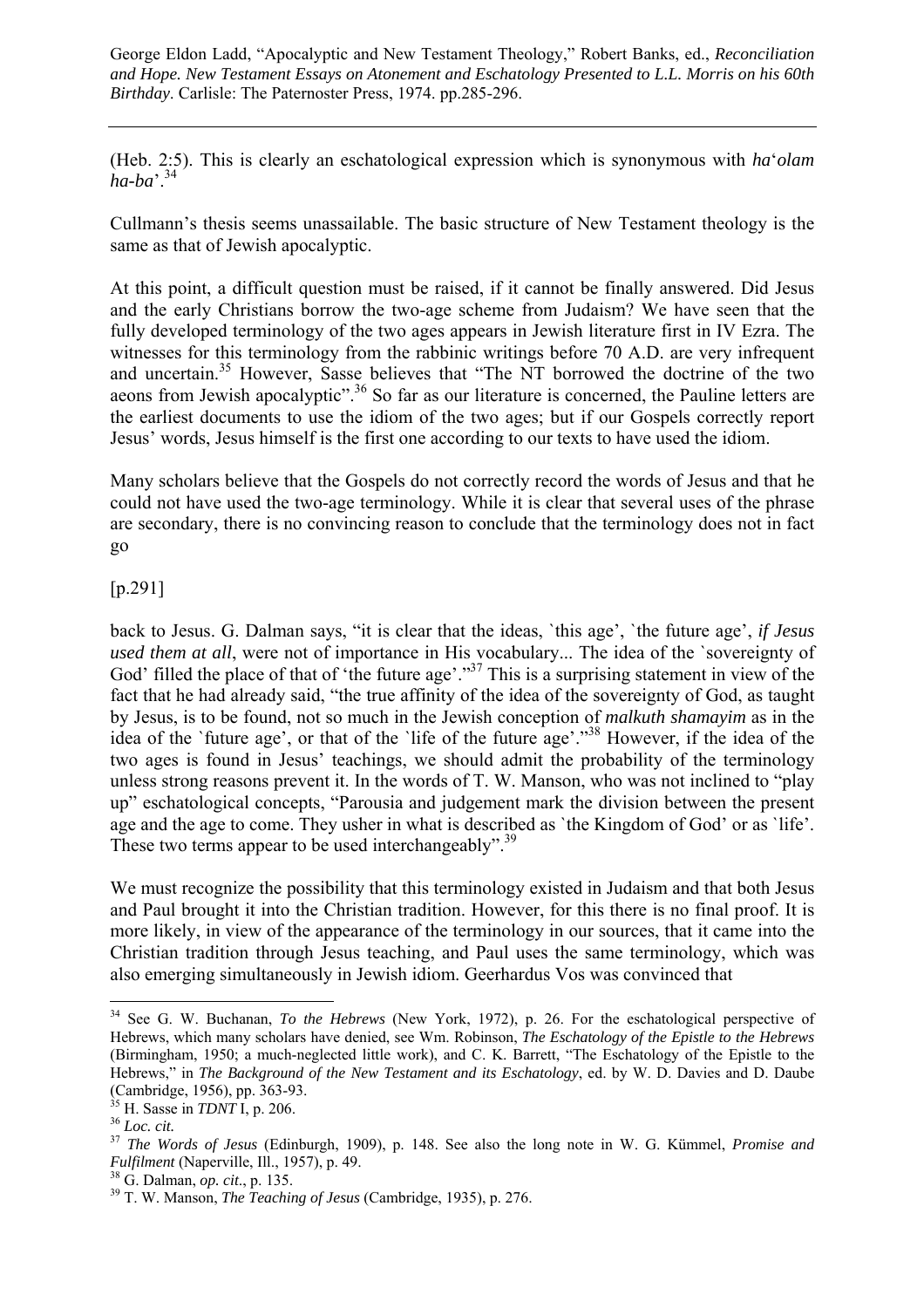(Heb. 2:5). This is clearly an eschatological expression which is synonymous with *ha'olam ha-ba'*.[34]

Cullmann's thesis seems unassailable. The basic structure of New Testament theology is the same as that of Jewish apocalyptic.

At this point, a difficult question must be raised, if it cannot be finally answered. Did Jesus and the early Christians borrow the two-age scheme from Judaism? We have seen that the fully developed terminology of the two ages appears in Jewish literature first in IV Ezra. The witnesses for this terminology from the rabbinic writings before 70 A.D. are very infrequent and uncertain.[35] However, Sasse believes that "The NT borrowed the doctrine of the two aeons from Jewish apocalyptic".[36] So far as our literature is concerned, the Pauline letters are the earliest documents to use the idiom of the two ages; but if our Gospels correctly report Jesus' words, Jesus himself is the first one according to our texts to have used the idiom.

Many scholars believe that the Gospels do not correctly record the words of Jesus and that he could not have used the two-age terminology. While it is clear that several uses of the phrase are secondary, there is no convincing reason to conclude that the terminology does not in fact go

[p.291]

back to Jesus. G. Dalman says, "it is clear that the ideas, `this age', `the future age', *if Jesus used them at all*, were not of importance in His vocabulary... The idea of the `sovereignty of God' filled the place of that of 'the future age'."[37] This is a surprising statement in view of the fact that he had already said, "the true affinity of the idea of the sovereignty of God, as taught by Jesus, is to be found, not so much in the Jewish conception of *malkuth shamayim* as in the idea of the `future age', or that of the `life of the future age'."[38] However, if the idea of the two ages is found in Jesus' teachings, we should admit the probability of the terminology unless strong reasons prevent it. In the words of T. W. Manson, who was not inclined to "play up" eschatological concepts, "Parousia and judgement mark the division between the present age and the age to come. They usher in what is described as `the Kingdom of God' or as `life'. These two terms appear to be used interchangeably".[39]

We must recognize the possibility that this terminology existed in Judaism and that both Jesus and Paul brought it into the Christian tradition. However, for this there is no final proof. It is more likely, in view of the appearance of the terminology in our sources, that it came into the Christian tradition through Jesus teaching, and Paul uses the same terminology, which was also emerging simultaneously in Jewish idiom. Geerhardus Vos was convinced that

---

[34] See G. W. Buchanan, *To the Hebrews* (New York, 1972), p. 26. For the eschatological perspective of Hebrews, which many scholars have denied, see Wm. Robinson, *The Eschatology of the Epistle to the Hebrews* (Birmingham, 1950; a much-neglected little work), and C. K. Barrett, "The Eschatology of the Epistle to the Hebrews," in *The Background of the New Testament and its Eschatology*, ed. by W. D. Davies and D. Daube (Cambridge, 1956), pp. 363-93.

[35] H. Sasse in *TDNT* I, p. 206.

[36] *Loc. cit.*

[37] *The Words of Jesus* (Edinburgh, 1909), p. 148. See also the long note in W. G. Kümmel, *Promise and Fulfilment* (Naperville, Ill., 1957), p. 49.

[38] G. Dalman, *op. cit.*, p. 135.

[39] T. W. Manson, *The Teaching of Jesus* (Cambridge, 1935), p. 276.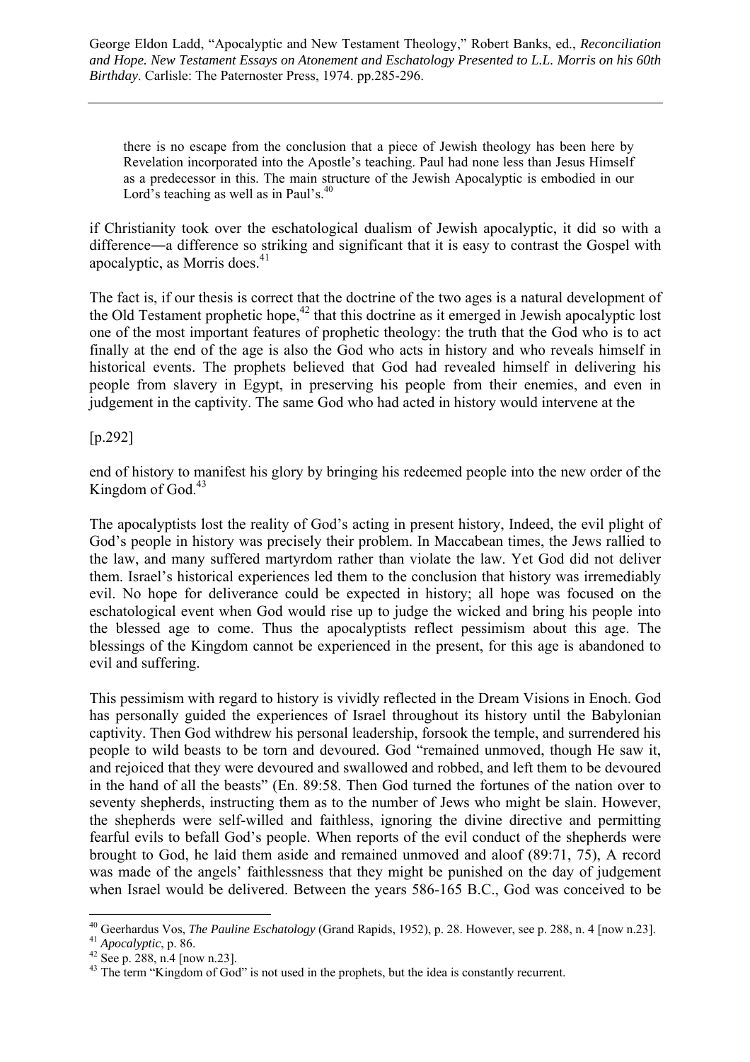> there is no escape from the conclusion that a piece of Jewish theology has been here by Revelation incorporated into the Apostle's teaching. Paul had none less than Jesus Himself as a predecessor in this. The main structure of the Jewish Apocalyptic is embodied in our Lord's teaching as well as in Paul's.[40]

if Christianity took over the eschatological dualism of Jewish apocalyptic, it did so with a difference―a difference so striking and significant that it is easy to contrast the Gospel with apocalyptic, as Morris does.[41]

The fact is, if our thesis is correct that the doctrine of the two ages is a natural development of the Old Testament prophetic hope,[42] that this doctrine as it emerged in Jewish apocalyptic lost one of the most important features of prophetic theology: the truth that the God who is to act finally at the end of the age is also the God who acts in history and who reveals himself in historical events. The prophets believed that God had revealed himself in delivering his people from slavery in Egypt, in preserving his people from their enemies, and even in judgement in the captivity. The same God who had acted in history would intervene at the

[p.292]

end of history to manifest his glory by bringing his redeemed people into the new order of the Kingdom of God.[43]

The apocalyptists lost the reality of God's acting in present history, Indeed, the evil plight of God's people in history was precisely their problem. In Maccabean times, the Jews rallied to the law, and many suffered martyrdom rather than violate the law. Yet God did not deliver them. Israel's historical experiences led them to the conclusion that history was irremediably evil. No hope for deliverance could be expected in history; all hope was focused on the eschatological event when God would rise up to judge the wicked and bring his people into the blessed age to come. Thus the apocalyptists reflect pessimism about this age. The blessings of the Kingdom cannot be experienced in the present, for this age is abandoned to evil and suffering.

This pessimism with regard to history is vividly reflected in the Dream Visions in Enoch. God has personally guided the experiences of Israel throughout its history until the Babylonian captivity. Then God withdrew his personal leadership, forsook the temple, and surrendered his people to wild beasts to be torn and devoured. God "remained unmoved, though He saw it, and rejoiced that they were devoured and swallowed and robbed, and left them to be devoured in the hand of all the beasts" (En. 89:58. Then God turned the fortunes of the nation over to seventy shepherds, instructing them as to the number of Jews who might be slain. However, the shepherds were self-willed and faithless, ignoring the divine directive and permitting fearful evils to befall God's people. When reports of the evil conduct of the shepherds were brought to God, he laid them aside and remained unmoved and aloof (89:71, 75), A record was made of the angels' faithlessness that they might be punished on the day of judgement when Israel would be delivered. Between the years 586-165 B.C., God was conceived to be

---

[40] Geerhardus Vos, *The Pauline Eschatology* (Grand Rapids, 1952), p. 28. However, see p. 288, n. 4 [now n.23].

[41] *Apocalyptic*, p. 86.

[42] See p. 288, n.4 [now n.23].

[43] The term "Kingdom of God" is not used in the prophets, but the idea is constantly recurrent.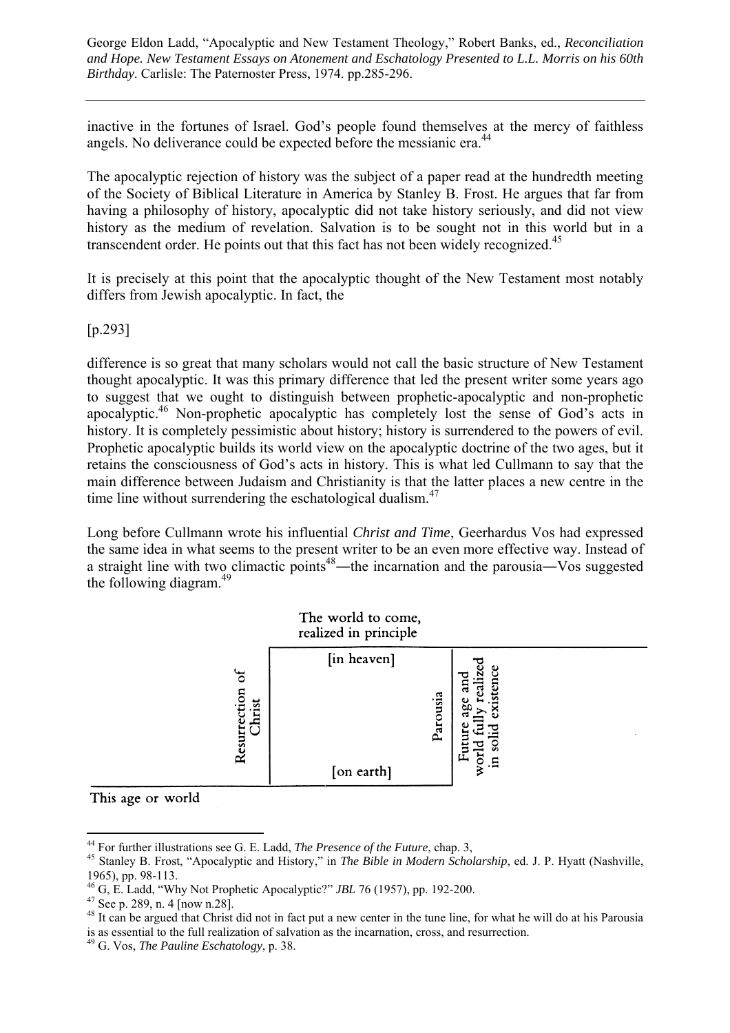inactive in the fortunes of Israel. God's people found themselves at the mercy of faithless angels. No deliverance could be expected before the messianic era.[44]

The apocalyptic rejection of history was the subject of a paper read at the hundredth meeting of the Society of Biblical Literature in America by Stanley B. Frost. He argues that far from having a philosophy of history, apocalyptic did not take history seriously, and did not view history as the medium of revelation. Salvation is to be sought not in this world but in a transcendent order. He points out that this fact has not been widely recognized.[45]

It is precisely at this point that the apocalyptic thought of the New Testament most notably differs from Jewish apocalyptic. In fact, the

[p.293]

difference is so great that many scholars would not call the basic structure of New Testament thought apocalyptic. It was this primary difference that led the present writer some years ago to suggest that we ought to distinguish between prophetic-apocalyptic and non-prophetic apocalyptic.[46] Non-prophetic apocalyptic has completely lost the sense of God's acts in history. It is completely pessimistic about history; history is surrendered to the powers of evil. Prophetic apocalyptic builds its world view on the apocalyptic doctrine of the two ages, but it retains the consciousness of God's acts in history. This is what led Cullmann to say that the main difference between Judaism and Christianity is that the latter places a new centre in the time line without surrendering the eschatological dualism.[47]

Long before Cullmann wrote his influential *Christ and Time*, Geerhardus Vos had expressed the same idea in what seems to the present writer to be an even more effective way. Instead of a straight line with two climactic points[48]—the incarnation and the parousia—Vos suggested the following diagram.[49]

The world to come, realized in principle

[in heaven]

Resurrection of Christ

Parousia

Future age and world fully realized in solid existence

[on earth]

This age or world

---

[44] For further illustrations see G. E. Ladd, *The Presence of the Future*, chap. 3,

[45] Stanley B. Frost, "Apocalyptic and History," in *The Bible in Modern Scholarship*, ed. J. P. Hyatt (Nashville, 1965), pp. 98-113.

[46] G, E. Ladd, "Why Not Prophetic Apocalyptic?" *JBL* 76 (1957), pp. 192-200.

[47] See p. 289, n. 4 [now n.28].

[48] It can be argued that Christ did not in fact put a new center in the tune line, for what he will do at his Parousia is as essential to the full realization of salvation as the incarnation, cross, and resurrection.

[49] G. Vos, *The Pauline Eschatology*, p. 38.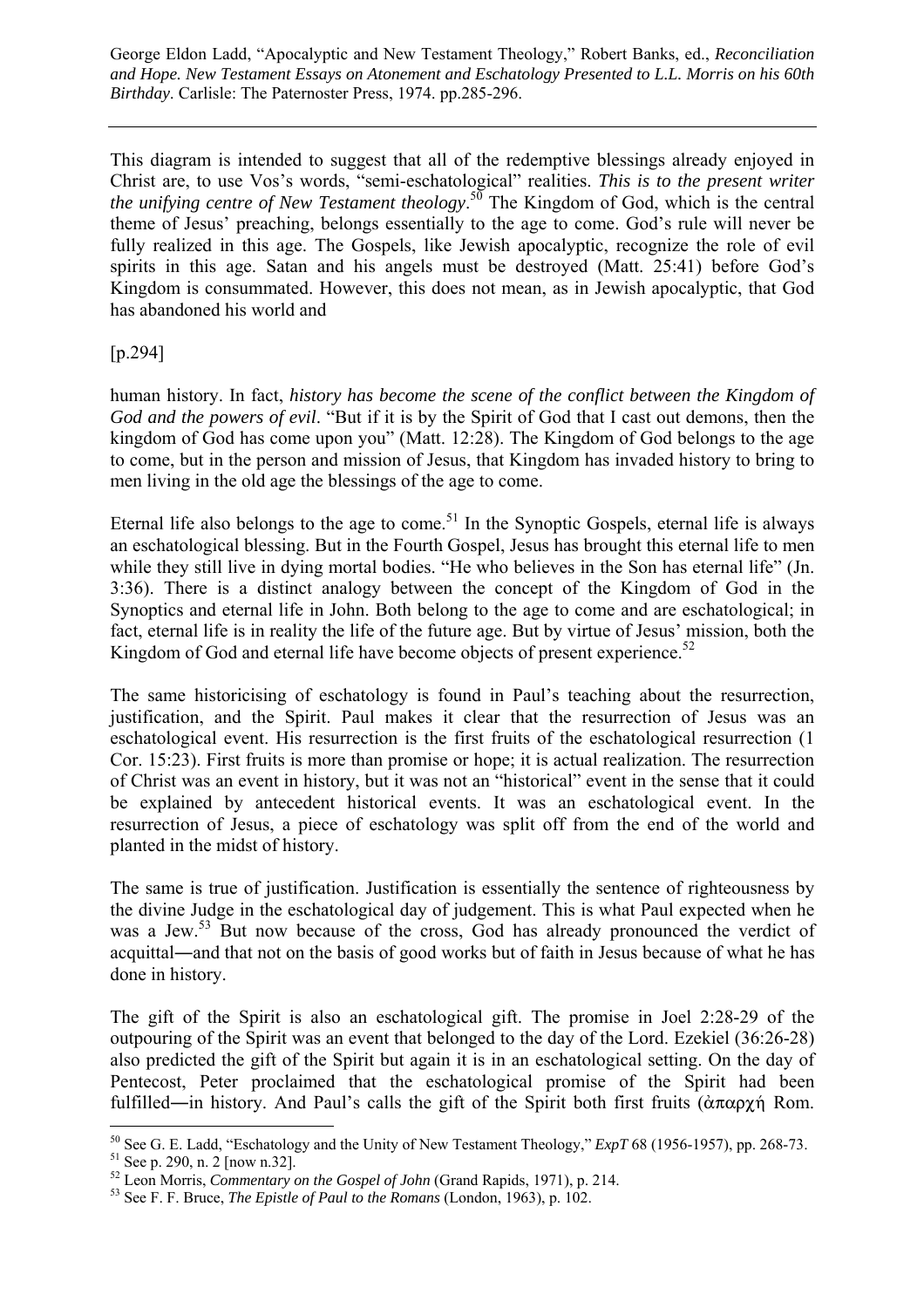This diagram is intended to suggest that all of the redemptive blessings already enjoyed in Christ are, to use Vos's words, "semi-eschatological" realities. *This is to the present writer the unifying centre of New Testament theology*.[50] The Kingdom of God, which is the central theme of Jesus' preaching, belongs essentially to the age to come. God's rule will never be fully realized in this age. The Gospels, like Jewish apocalyptic, recognize the role of evil spirits in this age. Satan and his angels must be destroyed (Matt. 25:41) before God's Kingdom is consummated. However, this does not mean, as in Jewish apocalyptic, that God has abandoned his world and

[p.294]

human history. In fact, *history has become the scene of the conflict between the Kingdom of God and the powers of evil*. "But if it is by the Spirit of God that I cast out demons, then the kingdom of God has come upon you" (Matt. 12:28). The Kingdom of God belongs to the age to come, but in the person and mission of Jesus, that Kingdom has invaded history to bring to men living in the old age the blessings of the age to come.

Eternal life also belongs to the age to come.[51] In the Synoptic Gospels, eternal life is always an eschatological blessing. But in the Fourth Gospel, Jesus has brought this eternal life to men while they still live in dying mortal bodies. "He who believes in the Son has eternal life" (Jn. 3:36). There is a distinct analogy between the concept of the Kingdom of God in the Synoptics and eternal life in John. Both belong to the age to come and are eschatological; in fact, eternal life is in reality the life of the future age. But by virtue of Jesus' mission, both the Kingdom of God and eternal life have become objects of present experience.[52]

The same historicising of eschatology is found in Paul's teaching about the resurrection, justification, and the Spirit. Paul makes it clear that the resurrection of Jesus was an eschatological event. His resurrection is the first fruits of the eschatological resurrection (1 Cor. 15:23). First fruits is more than promise or hope; it is actual realization. The resurrection of Christ was an event in history, but it was not an "historical" event in the sense that it could be explained by antecedent historical events. It was an eschatological event. In the resurrection of Jesus, a piece of eschatology was split off from the end of the world and planted in the midst of history.

The same is true of justification. Justification is essentially the sentence of righteousness by the divine Judge in the eschatological day of judgement. This is what Paul expected when he was a Jew.[53] But now because of the cross, God has already pronounced the verdict of acquittal―and that not on the basis of good works but of faith in Jesus because of what he has done in history.

The gift of the Spirit is also an eschatological gift. The promise in Joel 2:28-29 of the outpouring of the Spirit was an event that belonged to the day of the Lord. Ezekiel (36:26-28) also predicted the gift of the Spirit but again it is in an eschatological setting. On the day of Pentecost, Peter proclaimed that the eschatological promise of the Spirit had been fulfilled―in history. And Paul's calls the gift of the Spirit both first fruits (ἀπαρχή Rom.

---

[50] See G. E. Ladd, "Eschatology and the Unity of New Testament Theology," *ExpT* 68 (1956-1957), pp. 268-73.

[51] See p. 290, n. 2 [now n.32].

[52] Leon Morris, *Commentary on the Gospel of John* (Grand Rapids, 1971), p. 214.

[53] See F. F. Bruce, *The Epistle of Paul to the Romans* (London, 1963), p. 102.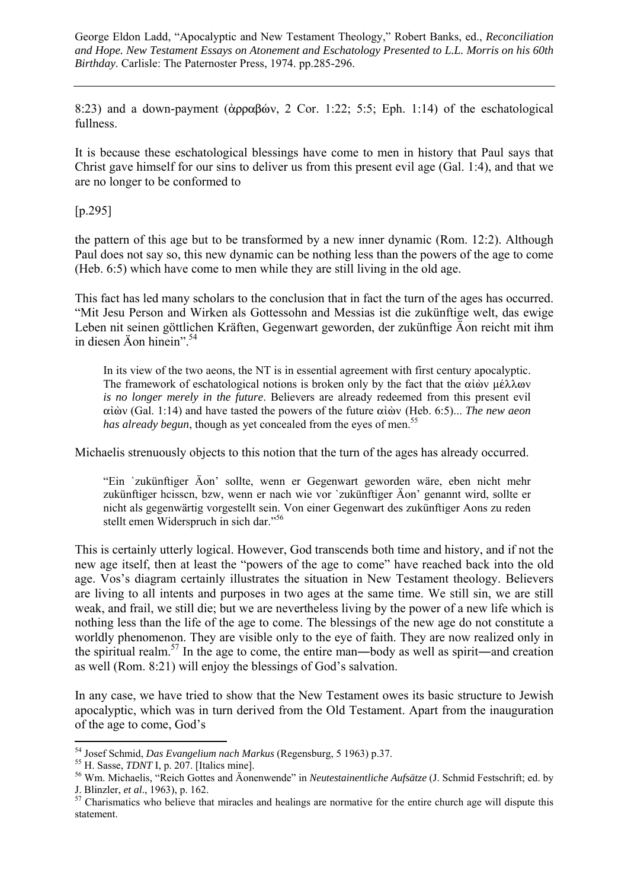8:23) and a down-payment (ἀρραβών, 2 Cor. 1:22; 5:5; Eph. 1:14) of the eschatological fullness.

It is because these eschatological blessings have come to men in history that Paul says that Christ gave himself for our sins to deliver us from this present evil age (Gal. 1:4), and that we are no longer to be conformed to

[p.295]

the pattern of this age but to be transformed by a new inner dynamic (Rom. 12:2). Although Paul does not say so, this new dynamic can be nothing less than the powers of the age to come (Heb. 6:5) which have come to men while they are still living in the old age.

This fact has led many scholars to the conclusion that in fact the turn of the ages has occurred. "Mit Jesu Person and Wirken als Gottessohn and Messias ist die zukünftige welt, das ewige Leben nit seinen göttlichen Kräften, Gegenwart geworden, der zukünftige Äon reicht mit ihm in diesen Äon hinein".[54]

> In its view of the two aeons, the NT is in essential agreement with first century apocalyptic. The framework of eschatological notions is broken only by the fact that the αἰὼν μέλλων *is no longer merely in the future*. Believers are already redeemed from this present evil αἰὼν (Gal. 1:14) and have tasted the powers of the future αἰὼν (Heb. 6:5)... *The new aeon has already begun*, though as yet concealed from the eyes of men.[55]

Michaelis strenuously objects to this notion that the turn of the ages has already occurred.

> "Ein `zukünftiger Äon' sollte, wenn er Gegenwart geworden wäre, eben nicht mehr zukünftiger hcisscn, bzw, wenn er nach wie vor `zukünftiger Äon' genannt wird, sollte er nicht als gegenwärtig vorgestellt sein. Von einer Gegenwart des zukünftiger Aons zu reden stellt emen Widerspruch in sich dar."[56]

This is certainly utterly logical. However, God transcends both time and history, and if not the new age itself, then at least the "powers of the age to come" have reached back into the old age. Vos's diagram certainly illustrates the situation in New Testament theology. Believers are living to all intents and purposes in two ages at the same time. We still sin, we are still weak, and frail, we still die; but we are nevertheless living by the power of a new life which is nothing less than the life of the age to come. The blessings of the new age do not constitute a worldly phenomenon. They are visible only to the eye of faith. They are now realized only in the spiritual realm.[57] In the age to come, the entire man―body as well as spirit―and creation as well (Rom. 8:21) will enjoy the blessings of God's salvation.

In any case, we have tried to show that the New Testament owes its basic structure to Jewish apocalyptic, which was in turn derived from the Old Testament. Apart from the inauguration of the age to come, God's

---

[54] Josef Schmid, *Das Evangelium nach Markus* (Regensburg, 5 1963) p.37.

[55] H. Sasse, *TDNT* I, p. 207. [Italics mine].

[56] Wm. Michaelis, "Reich Gottes and Äonenwende" in *Neutestainentliche Aufsätze* (J. Schmid Festschrift; ed. by J. Blinzler, *et al*., 1963), p. 162.

[57] Charismatics who believe that miracles and healings are normative for the entire church age will dispute this statement.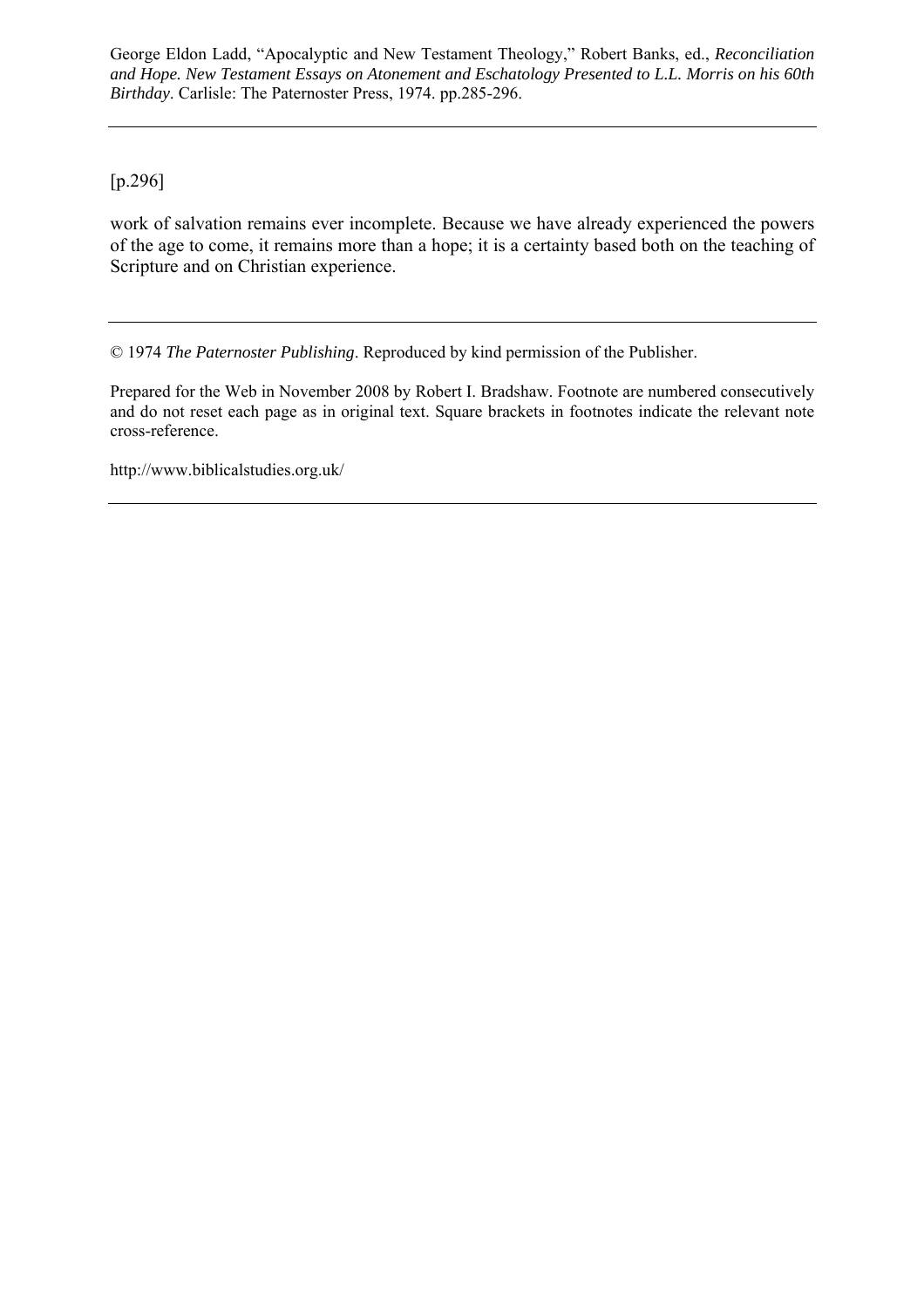[p.296]

work of salvation remains ever incomplete. Because we have already experienced the powers of the age to come, it remains more than a hope; it is a certainty based both on the teaching of Scripture and on Christian experience.

---

© 1974 *The Paternoster Publishing*. Reproduced by kind permission of the Publisher.

Prepared for the Web in November 2008 by Robert I. Bradshaw. Footnote are numbered consecutively and do not reset each page as in original text. Square brackets in footnotes indicate the relevant note cross-reference.

http://www.biblicalstudies.org.uk/